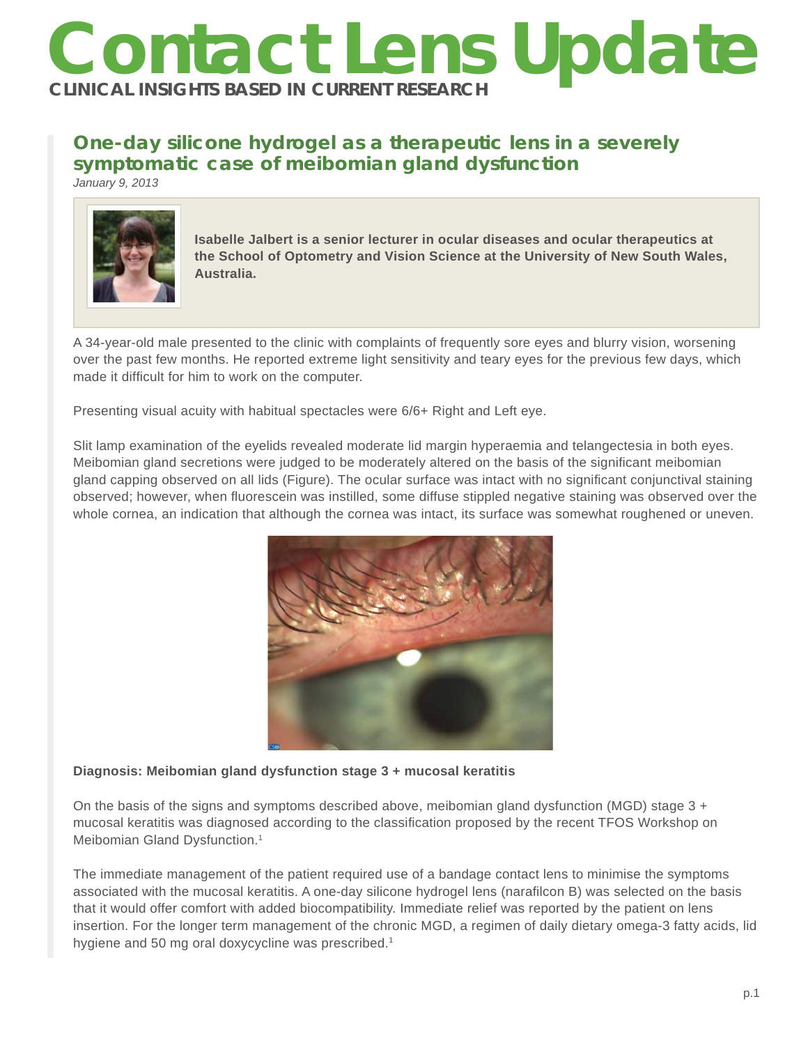# Contact Lens Update

**CLINICAL INSIGHTS BASED IN CURRENT RESEARCH**

## One-day silicone hydrogel as a therapeutic lens in a severely symptomatic case of meibomian gland dysfunction

*January 9, 2013*

**Isabelle Jalbert is a senior lecturer in ocular diseases and ocular therapeutics at the School of Optometry and Vision Science at the University of New South Wales, Australia.**

A 34-year-old male presented to the clinic with complaints of frequently sore eyes and blurry vision, worsening over the past few months. He reported extreme light sensitivity and teary eyes for the previous few days, which made it difficult for him to work on the computer.

Presenting visual acuity with habitual spectacles were 6/6+ Right and Left eye.

Slit lamp examination of the eyelids revealed moderate lid margin hyperaemia and telangectesia in both eyes. Meibomian gland secretions were judged to be moderately altered on the basis of the significant meibomian gland capping observed on all lids (Figure). The ocular surface was intact with no significant conjunctival staining observed; however, when fluorescein was instilled, some diffuse stippled negative staining was observed over the whole cornea, an indication that although the cornea was intact, its surface was somewhat roughened or uneven.

**Diagnosis: Meibomian gland dysfunction stage 3 + mucosal keratitis**

On the basis of the signs and symptoms described above, meibomian gland dysfunction (MGD) stage 3 + mucosal keratitis was diagnosed according to the classification proposed by the recent TFOS Workshop on Meibomian Gland Dysfunction.[1]

The immediate management of the patient required use of a bandage contact lens to minimise the symptoms associated with the mucosal keratitis. A one-day silicone hydrogel lens (narafilcon B) was selected on the basis that it would offer comfort with added biocompatibility. Immediate relief was reported by the patient on lens insertion. For the longer term management of the chronic MGD, a regimen of daily dietary omega-3 fatty acids, lid hygiene and 50 mg oral doxycycline was prescribed.[1]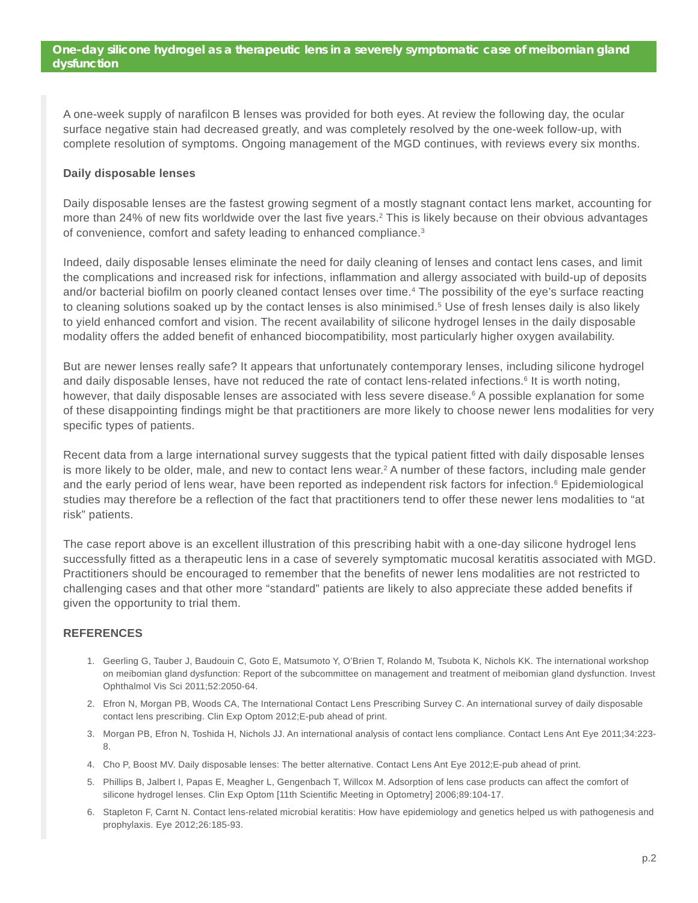A one-week supply of narafilcon B lenses was provided for both eyes. At review the following day, the ocular surface negative stain had decreased greatly, and was completely resolved by the one-week follow-up, with complete resolution of symptoms. Ongoing management of the MGD continues, with reviews every six months.

### Daily disposable lenses

Daily disposable lenses are the fastest growing segment of a mostly stagnant contact lens market, accounting for more than 24% of new fits worldwide over the last five years.[2] This is likely because on their obvious advantages of convenience, comfort and safety leading to enhanced compliance.[3]

Indeed, daily disposable lenses eliminate the need for daily cleaning of lenses and contact lens cases, and limit the complications and increased risk for infections, inflammation and allergy associated with build-up of deposits and/or bacterial biofilm on poorly cleaned contact lenses over time.[4] The possibility of the eye's surface reacting to cleaning solutions soaked up by the contact lenses is also minimised.[5] Use of fresh lenses daily is also likely to yield enhanced comfort and vision. The recent availability of silicone hydrogel lenses in the daily disposable modality offers the added benefit of enhanced biocompatibility, most particularly higher oxygen availability.

But are newer lenses really safe? It appears that unfortunately contemporary lenses, including silicone hydrogel and daily disposable lenses, have not reduced the rate of contact lens-related infections.[6] It is worth noting, however, that daily disposable lenses are associated with less severe disease.[6] A possible explanation for some of these disappointing findings might be that practitioners are more likely to choose newer lens modalities for very specific types of patients.

Recent data from a large international survey suggests that the typical patient fitted with daily disposable lenses is more likely to be older, male, and new to contact lens wear.[2] A number of these factors, including male gender and the early period of lens wear, have been reported as independent risk factors for infection.[6] Epidemiological studies may therefore be a reflection of the fact that practitioners tend to offer these newer lens modalities to "at risk" patients.

The case report above is an excellent illustration of this prescribing habit with a one-day silicone hydrogel lens successfully fitted as a therapeutic lens in a case of severely symptomatic mucosal keratitis associated with MGD. Practitioners should be encouraged to remember that the benefits of newer lens modalities are not restricted to challenging cases and that other more "standard" patients are likely to also appreciate these added benefits if given the opportunity to trial them.

### REFERENCES

1. Geerling G, Tauber J, Baudouin C, Goto E, Matsumoto Y, O'Brien T, Rolando M, Tsubota K, Nichols KK. The international workshop on meibomian gland dysfunction: Report of the subcommittee on management and treatment of meibomian gland dysfunction. Invest Ophthalmol Vis Sci 2011;52:2050-64.
2. Efron N, Morgan PB, Woods CA, The International Contact Lens Prescribing Survey C. An international survey of daily disposable contact lens prescribing. Clin Exp Optom 2012;E-pub ahead of print.
3. Morgan PB, Efron N, Toshida H, Nichols JJ. An international analysis of contact lens compliance. Contact Lens Ant Eye 2011;34:223-8.
4. Cho P, Boost MV. Daily disposable lenses: The better alternative. Contact Lens Ant Eye 2012;E-pub ahead of print.
5. Phillips B, Jalbert I, Papas E, Meagher L, Gengenbach T, Willcox M. Adsorption of lens case products can affect the comfort of silicone hydrogel lenses. Clin Exp Optom [11th Scientific Meeting in Optometry] 2006;89:104-17.
6. Stapleton F, Carnt N. Contact lens-related microbial keratitis: How have epidemiology and genetics helped us with pathogenesis and prophylaxis. Eye 2012;26:185-93.